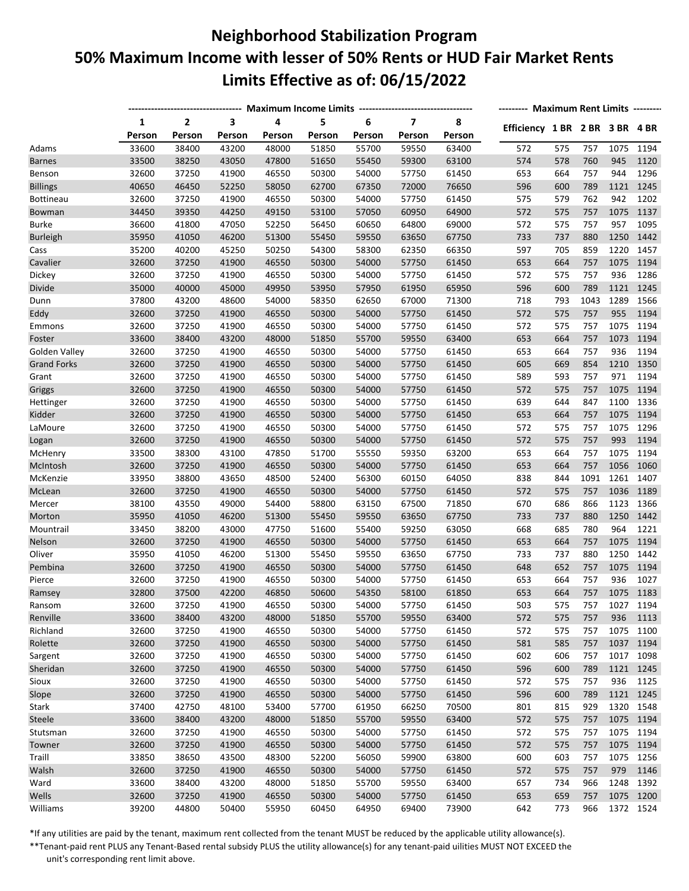# Neighborhood Stabilization Program

## 50% Maximum Income with lesser of 50% Rents or HUD Fair Market Rents

## Limits Effective as of: 06/15/2022

| | Maximum Income Limits | | | | | | | | Maximum Rent Limits | | | | |
|---|---|---|---|---|---|---|---|---|---|---|---|---|---|
| | 1 Person | 2 Person | 3 Person | 4 Person | 5 Person | 6 Person | 7 Person | 8 Person | Efficiency | 1 BR | 2 BR | 3 BR | 4 BR |
| Adams | 33600 | 38400 | 43200 | 48000 | 51850 | 55700 | 59550 | 63400 | 572 | 575 | 757 | 1075 | 1194 |
| Barnes | 33500 | 38250 | 43050 | 47800 | 51650 | 55450 | 59300 | 63100 | 574 | 578 | 760 | 945 | 1120 |
| Benson | 32600 | 37250 | 41900 | 46550 | 50300 | 54000 | 57750 | 61450 | 653 | 664 | 757 | 944 | 1296 |
| Billings | 40650 | 46450 | 52250 | 58050 | 62700 | 67350 | 72000 | 76650 | 596 | 600 | 789 | 1121 | 1245 |
| Bottineau | 32600 | 37250 | 41900 | 46550 | 50300 | 54000 | 57750 | 61450 | 575 | 579 | 762 | 942 | 1202 |
| Bowman | 34450 | 39350 | 44250 | 49150 | 53100 | 57050 | 60950 | 64900 | 572 | 575 | 757 | 1075 | 1137 |
| Burke | 36600 | 41800 | 47050 | 52250 | 56450 | 60650 | 64800 | 69000 | 572 | 575 | 757 | 957 | 1095 |
| Burleigh | 35950 | 41050 | 46200 | 51300 | 55450 | 59550 | 63650 | 67750 | 733 | 737 | 880 | 1250 | 1442 |
| Cass | 35200 | 40200 | 45250 | 50250 | 54300 | 58300 | 62350 | 66350 | 597 | 705 | 859 | 1220 | 1457 |
| Cavalier | 32600 | 37250 | 41900 | 46550 | 50300 | 54000 | 57750 | 61450 | 653 | 664 | 757 | 1075 | 1194 |
| Dickey | 32600 | 37250 | 41900 | 46550 | 50300 | 54000 | 57750 | 61450 | 572 | 575 | 757 | 936 | 1286 |
| Divide | 35000 | 40000 | 45000 | 49950 | 53950 | 57950 | 61950 | 65950 | 596 | 600 | 789 | 1121 | 1245 |
| Dunn | 37800 | 43200 | 48600 | 54000 | 58350 | 62650 | 67000 | 71300 | 718 | 793 | 1043 | 1289 | 1566 |
| Eddy | 32600 | 37250 | 41900 | 46550 | 50300 | 54000 | 57750 | 61450 | 572 | 575 | 757 | 955 | 1194 |
| Emmons | 32600 | 37250 | 41900 | 46550 | 50300 | 54000 | 57750 | 61450 | 572 | 575 | 757 | 1075 | 1194 |
| Foster | 33600 | 38400 | 43200 | 48000 | 51850 | 55700 | 59550 | 63400 | 653 | 664 | 757 | 1073 | 1194 |
| Golden Valley | 32600 | 37250 | 41900 | 46550 | 50300 | 54000 | 57750 | 61450 | 653 | 664 | 757 | 936 | 1194 |
| Grand Forks | 32600 | 37250 | 41900 | 46550 | 50300 | 54000 | 57750 | 61450 | 605 | 669 | 854 | 1210 | 1350 |
| Grant | 32600 | 37250 | 41900 | 46550 | 50300 | 54000 | 57750 | 61450 | 589 | 593 | 757 | 971 | 1194 |
| Griggs | 32600 | 37250 | 41900 | 46550 | 50300 | 54000 | 57750 | 61450 | 572 | 575 | 757 | 1075 | 1194 |
| Hettinger | 32600 | 37250 | 41900 | 46550 | 50300 | 54000 | 57750 | 61450 | 639 | 644 | 847 | 1100 | 1336 |
| Kidder | 32600 | 37250 | 41900 | 46550 | 50300 | 54000 | 57750 | 61450 | 653 | 664 | 757 | 1075 | 1194 |
| LaMoure | 32600 | 37250 | 41900 | 46550 | 50300 | 54000 | 57750 | 61450 | 572 | 575 | 757 | 1075 | 1296 |
| Logan | 32600 | 37250 | 41900 | 46550 | 50300 | 54000 | 57750 | 61450 | 572 | 575 | 757 | 993 | 1194 |
| McHenry | 33500 | 38300 | 43100 | 47850 | 51700 | 55550 | 59350 | 63200 | 653 | 664 | 757 | 1075 | 1194 |
| McIntosh | 32600 | 37250 | 41900 | 46550 | 50300 | 54000 | 57750 | 61450 | 653 | 664 | 757 | 1056 | 1060 |
| McKenzie | 33950 | 38800 | 43650 | 48500 | 52400 | 56300 | 60150 | 64050 | 838 | 844 | 1091 | 1261 | 1407 |
| McLean | 32600 | 37250 | 41900 | 46550 | 50300 | 54000 | 57750 | 61450 | 572 | 575 | 757 | 1036 | 1189 |
| Mercer | 38100 | 43550 | 49000 | 54400 | 58800 | 63150 | 67500 | 71850 | 670 | 686 | 866 | 1123 | 1366 |
| Morton | 35950 | 41050 | 46200 | 51300 | 55450 | 59550 | 63650 | 67750 | 733 | 737 | 880 | 1250 | 1442 |
| Mountrail | 33450 | 38200 | 43000 | 47750 | 51600 | 55400 | 59250 | 63050 | 668 | 685 | 780 | 964 | 1221 |
| Nelson | 32600 | 37250 | 41900 | 46550 | 50300 | 54000 | 57750 | 61450 | 653 | 664 | 757 | 1075 | 1194 |
| Oliver | 35950 | 41050 | 46200 | 51300 | 55450 | 59550 | 63650 | 67750 | 733 | 737 | 880 | 1250 | 1442 |
| Pembina | 32600 | 37250 | 41900 | 46550 | 50300 | 54000 | 57750 | 61450 | 648 | 652 | 757 | 1075 | 1194 |
| Pierce | 32600 | 37250 | 41900 | 46550 | 50300 | 54000 | 57750 | 61450 | 653 | 664 | 757 | 936 | 1027 |
| Ramsey | 32800 | 37500 | 42200 | 46850 | 50600 | 54350 | 58100 | 61850 | 653 | 664 | 757 | 1075 | 1183 |
| Ransom | 32600 | 37250 | 41900 | 46550 | 50300 | 54000 | 57750 | 61450 | 503 | 575 | 757 | 1027 | 1194 |
| Renville | 33600 | 38400 | 43200 | 48000 | 51850 | 55700 | 59550 | 63400 | 572 | 575 | 757 | 936 | 1113 |
| Richland | 32600 | 37250 | 41900 | 46550 | 50300 | 54000 | 57750 | 61450 | 572 | 575 | 757 | 1075 | 1100 |
| Rolette | 32600 | 37250 | 41900 | 46550 | 50300 | 54000 | 57750 | 61450 | 581 | 585 | 757 | 1037 | 1194 |
| Sargent | 32600 | 37250 | 41900 | 46550 | 50300 | 54000 | 57750 | 61450 | 602 | 606 | 757 | 1017 | 1098 |
| Sheridan | 32600 | 37250 | 41900 | 46550 | 50300 | 54000 | 57750 | 61450 | 596 | 600 | 789 | 1121 | 1245 |
| Sioux | 32600 | 37250 | 41900 | 46550 | 50300 | 54000 | 57750 | 61450 | 572 | 575 | 757 | 936 | 1125 |
| Slope | 32600 | 37250 | 41900 | 46550 | 50300 | 54000 | 57750 | 61450 | 596 | 600 | 789 | 1121 | 1245 |
| Stark | 37400 | 42750 | 48100 | 53400 | 57700 | 61950 | 66250 | 70500 | 801 | 815 | 929 | 1320 | 1548 |
| Steele | 33600 | 38400 | 43200 | 48000 | 51850 | 55700 | 59550 | 63400 | 572 | 575 | 757 | 1075 | 1194 |
| Stutsman | 32600 | 37250 | 41900 | 46550 | 50300 | 54000 | 57750 | 61450 | 572 | 575 | 757 | 1075 | 1194 |
| Towner | 32600 | 37250 | 41900 | 46550 | 50300 | 54000 | 57750 | 61450 | 572 | 575 | 757 | 1075 | 1194 |
| Traill | 33850 | 38650 | 43500 | 48300 | 52200 | 56050 | 59900 | 63800 | 600 | 603 | 757 | 1075 | 1256 |
| Walsh | 32600 | 37250 | 41900 | 46550 | 50300 | 54000 | 57750 | 61450 | 572 | 575 | 757 | 979 | 1146 |
| Ward | 33600 | 38400 | 43200 | 48000 | 51850 | 55700 | 59550 | 63400 | 657 | 734 | 966 | 1248 | 1392 |
| Wells | 32600 | 37250 | 41900 | 46550 | 50300 | 54000 | 57750 | 61450 | 653 | 659 | 757 | 1075 | 1200 |
| Williams | 39200 | 44800 | 50400 | 55950 | 60450 | 64950 | 69400 | 73900 | 642 | 773 | 966 | 1372 | 1524 |

*If any utilities are paid by the tenant, maximum rent collected from the tenant MUST be reduced by the applicable utility allowance(s).

**Tenant-paid rent PLUS any Tenant-Based rental subsidy PLUS the utility allowance(s) for any tenant-paid uilities MUST NOT EXCEED the unit's corresponding rent limit above.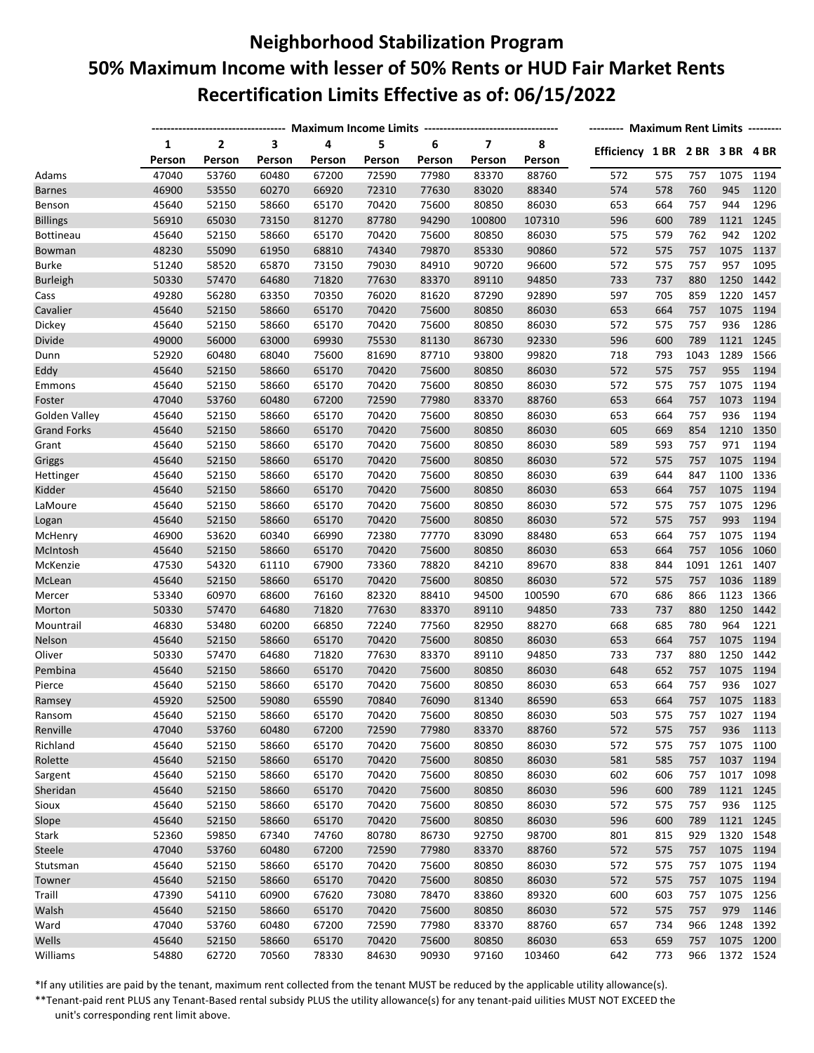# Neighborhood Stabilization Program

## 50% Maximum Income with lesser of 50% Rents or HUD Fair Market Rents

## Recertification Limits Effective as of: 06/15/2022

| | Maximum Income Limits | | | | | | | | Maximum Rent Limits | | | | |
|---|---|---|---|---|---|---|---|---|---|---|---|---|---|
| | 1 Person | 2 Person | 3 Person | 4 Person | 5 Person | 6 Person | 7 Person | 8 Person | Efficiency | 1 BR | 2 BR | 3 BR | 4 BR |
| Adams | 47040 | 53760 | 60480 | 67200 | 72590 | 77980 | 83370 | 88760 | 572 | 575 | 757 | 1075 | 1194 |
| Barnes | 46900 | 53550 | 60270 | 66920 | 72310 | 77630 | 83020 | 88340 | 574 | 578 | 760 | 945 | 1120 |
| Benson | 45640 | 52150 | 58660 | 65170 | 70420 | 75600 | 80850 | 86030 | 653 | 664 | 757 | 944 | 1296 |
| Billings | 56910 | 65030 | 73150 | 81270 | 87780 | 94290 | 100800 | 107310 | 596 | 600 | 789 | 1121 | 1245 |
| Bottineau | 45640 | 52150 | 58660 | 65170 | 70420 | 75600 | 80850 | 86030 | 575 | 579 | 762 | 942 | 1202 |
| Bowman | 48230 | 55090 | 61950 | 68810 | 74340 | 79870 | 85330 | 90860 | 572 | 575 | 757 | 1075 | 1137 |
| Burke | 51240 | 58520 | 65870 | 73150 | 79030 | 84910 | 90720 | 96600 | 572 | 575 | 757 | 957 | 1095 |
| Burleigh | 50330 | 57470 | 64680 | 71820 | 77630 | 83370 | 89110 | 94850 | 733 | 737 | 880 | 1250 | 1442 |
| Cass | 49280 | 56280 | 63350 | 70350 | 76020 | 81620 | 87290 | 92890 | 597 | 705 | 859 | 1220 | 1457 |
| Cavalier | 45640 | 52150 | 58660 | 65170 | 70420 | 75600 | 80850 | 86030 | 653 | 664 | 757 | 1075 | 1194 |
| Dickey | 45640 | 52150 | 58660 | 65170 | 70420 | 75600 | 80850 | 86030 | 572 | 575 | 757 | 936 | 1286 |
| Divide | 49000 | 56000 | 63000 | 69930 | 75530 | 81130 | 86730 | 92330 | 596 | 600 | 789 | 1121 | 1245 |
| Dunn | 52920 | 60480 | 68040 | 75600 | 81690 | 87710 | 93800 | 99820 | 718 | 793 | 1043 | 1289 | 1566 |
| Eddy | 45640 | 52150 | 58660 | 65170 | 70420 | 75600 | 80850 | 86030 | 572 | 575 | 757 | 955 | 1194 |
| Emmons | 45640 | 52150 | 58660 | 65170 | 70420 | 75600 | 80850 | 86030 | 572 | 575 | 757 | 1075 | 1194 |
| Foster | 47040 | 53760 | 60480 | 67200 | 72590 | 77980 | 83370 | 88760 | 653 | 664 | 757 | 1073 | 1194 |
| Golden Valley | 45640 | 52150 | 58660 | 65170 | 70420 | 75600 | 80850 | 86030 | 653 | 664 | 757 | 936 | 1194 |
| Grand Forks | 45640 | 52150 | 58660 | 65170 | 70420 | 75600 | 80850 | 86030 | 605 | 669 | 854 | 1210 | 1350 |
| Grant | 45640 | 52150 | 58660 | 65170 | 70420 | 75600 | 80850 | 86030 | 589 | 593 | 757 | 971 | 1194 |
| Griggs | 45640 | 52150 | 58660 | 65170 | 70420 | 75600 | 80850 | 86030 | 572 | 575 | 757 | 1075 | 1194 |
| Hettinger | 45640 | 52150 | 58660 | 65170 | 70420 | 75600 | 80850 | 86030 | 639 | 644 | 847 | 1100 | 1336 |
| Kidder | 45640 | 52150 | 58660 | 65170 | 70420 | 75600 | 80850 | 86030 | 653 | 664 | 757 | 1075 | 1194 |
| LaMoure | 45640 | 52150 | 58660 | 65170 | 70420 | 75600 | 80850 | 86030 | 572 | 575 | 757 | 1075 | 1296 |
| Logan | 45640 | 52150 | 58660 | 65170 | 70420 | 75600 | 80850 | 86030 | 572 | 575 | 757 | 993 | 1194 |
| McHenry | 46900 | 53620 | 60340 | 66990 | 72380 | 77770 | 83090 | 88480 | 653 | 664 | 757 | 1075 | 1194 |
| McIntosh | 45640 | 52150 | 58660 | 65170 | 70420 | 75600 | 80850 | 86030 | 653 | 664 | 757 | 1056 | 1060 |
| McKenzie | 47530 | 54320 | 61110 | 67900 | 73360 | 78820 | 84210 | 89670 | 838 | 844 | 1091 | 1261 | 1407 |
| McLean | 45640 | 52150 | 58660 | 65170 | 70420 | 75600 | 80850 | 86030 | 572 | 575 | 757 | 1036 | 1189 |
| Mercer | 53340 | 60970 | 68600 | 76160 | 82320 | 88410 | 94500 | 100590 | 670 | 686 | 866 | 1123 | 1366 |
| Morton | 50330 | 57470 | 64680 | 71820 | 77630 | 83370 | 89110 | 94850 | 733 | 737 | 880 | 1250 | 1442 |
| Mountrail | 46830 | 53480 | 60200 | 66850 | 72240 | 77560 | 82950 | 88270 | 668 | 685 | 780 | 964 | 1221 |
| Nelson | 45640 | 52150 | 58660 | 65170 | 70420 | 75600 | 80850 | 86030 | 653 | 664 | 757 | 1075 | 1194 |
| Oliver | 50330 | 57470 | 64680 | 71820 | 77630 | 83370 | 89110 | 94850 | 733 | 737 | 880 | 1250 | 1442 |
| Pembina | 45640 | 52150 | 58660 | 65170 | 70420 | 75600 | 80850 | 86030 | 648 | 652 | 757 | 1075 | 1194 |
| Pierce | 45640 | 52150 | 58660 | 65170 | 70420 | 75600 | 80850 | 86030 | 653 | 664 | 757 | 936 | 1027 |
| Ramsey | 45920 | 52500 | 59080 | 65590 | 70840 | 76090 | 81340 | 86590 | 653 | 664 | 757 | 1075 | 1183 |
| Ransom | 45640 | 52150 | 58660 | 65170 | 70420 | 75600 | 80850 | 86030 | 503 | 575 | 757 | 1027 | 1194 |
| Renville | 47040 | 53760 | 60480 | 67200 | 72590 | 77980 | 83370 | 88760 | 572 | 575 | 757 | 936 | 1113 |
| Richland | 45640 | 52150 | 58660 | 65170 | 70420 | 75600 | 80850 | 86030 | 572 | 575 | 757 | 1075 | 1100 |
| Rolette | 45640 | 52150 | 58660 | 65170 | 70420 | 75600 | 80850 | 86030 | 581 | 585 | 757 | 1037 | 1194 |
| Sargent | 45640 | 52150 | 58660 | 65170 | 70420 | 75600 | 80850 | 86030 | 602 | 606 | 757 | 1017 | 1098 |
| Sheridan | 45640 | 52150 | 58660 | 65170 | 70420 | 75600 | 80850 | 86030 | 596 | 600 | 789 | 1121 | 1245 |
| Sioux | 45640 | 52150 | 58660 | 65170 | 70420 | 75600 | 80850 | 86030 | 572 | 575 | 757 | 936 | 1125 |
| Slope | 45640 | 52150 | 58660 | 65170 | 70420 | 75600 | 80850 | 86030 | 596 | 600 | 789 | 1121 | 1245 |
| Stark | 52360 | 59850 | 67340 | 74760 | 80780 | 86730 | 92750 | 98700 | 801 | 815 | 929 | 1320 | 1548 |
| Steele | 47040 | 53760 | 60480 | 67200 | 72590 | 77980 | 83370 | 88760 | 572 | 575 | 757 | 1075 | 1194 |
| Stutsman | 45640 | 52150 | 58660 | 65170 | 70420 | 75600 | 80850 | 86030 | 572 | 575 | 757 | 1075 | 1194 |
| Towner | 45640 | 52150 | 58660 | 65170 | 70420 | 75600 | 80850 | 86030 | 572 | 575 | 757 | 1075 | 1194 |
| Traill | 47390 | 54110 | 60900 | 67620 | 73080 | 78470 | 83860 | 89320 | 600 | 603 | 757 | 1075 | 1256 |
| Walsh | 45640 | 52150 | 58660 | 65170 | 70420 | 75600 | 80850 | 86030 | 572 | 575 | 757 | 979 | 1146 |
| Ward | 47040 | 53760 | 60480 | 67200 | 72590 | 77980 | 83370 | 88760 | 657 | 734 | 966 | 1248 | 1392 |
| Wells | 45640 | 52150 | 58660 | 65170 | 70420 | 75600 | 80850 | 86030 | 653 | 659 | 757 | 1075 | 1200 |
| Williams | 54880 | 62720 | 70560 | 78330 | 84630 | 90930 | 97160 | 103460 | 642 | 773 | 966 | 1372 | 1524 |

*If any utilities are paid by the tenant, maximum rent collected from the tenant MUST be reduced by the applicable utility allowance(s).

**Tenant-paid rent PLUS any Tenant-Based rental subsidy PLUS the utility allowance(s) for any tenant-paid uilities MUST NOT EXCEED the unit's corresponding rent limit above.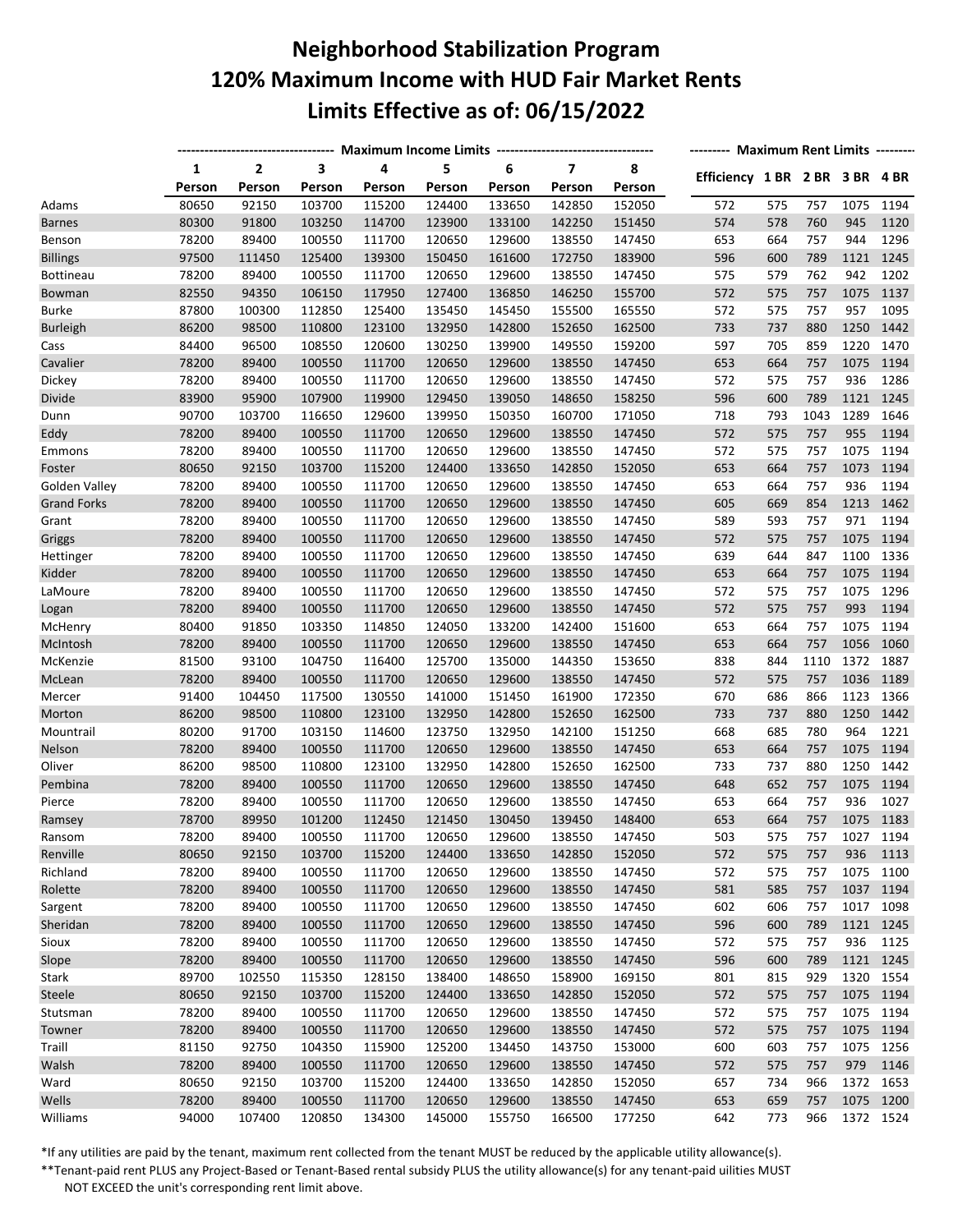# Neighborhood Stabilization Program
# 120% Maximum Income with HUD Fair Market Rents
# Limits Effective as of: 06/15/2022

| | Maximum Income Limits | | | | | | | | Maximum Rent Limits | | | | |
|---|---|---|---|---|---|---|---|---|---|---|---|---|---|
| | 1 Person | 2 Person | 3 Person | 4 Person | 5 Person | 6 Person | 7 Person | 8 Person | Efficiency | 1 BR | 2 BR | 3 BR | 4 BR |
| Adams | 80650 | 92150 | 103700 | 115200 | 124400 | 133650 | 142850 | 152050 | 572 | 575 | 757 | 1075 | 1194 |
| Barnes | 80300 | 91800 | 103250 | 114700 | 123900 | 133100 | 142250 | 151450 | 574 | 578 | 760 | 945 | 1120 |
| Benson | 78200 | 89400 | 100550 | 111700 | 120650 | 129600 | 138550 | 147450 | 653 | 664 | 757 | 944 | 1296 |
| Billings | 97500 | 111450 | 125400 | 139300 | 150450 | 161600 | 172750 | 183900 | 596 | 600 | 789 | 1121 | 1245 |
| Bottineau | 78200 | 89400 | 100550 | 111700 | 120650 | 129600 | 138550 | 147450 | 575 | 579 | 762 | 942 | 1202 |
| Bowman | 82550 | 94350 | 106150 | 117950 | 127400 | 136850 | 146250 | 155700 | 572 | 575 | 757 | 1075 | 1137 |
| Burke | 87800 | 100300 | 112850 | 125400 | 135450 | 145450 | 155500 | 165550 | 572 | 575 | 757 | 957 | 1095 |
| Burleigh | 86200 | 98500 | 110800 | 123100 | 132950 | 142800 | 152650 | 162500 | 733 | 737 | 880 | 1250 | 1442 |
| Cass | 84400 | 96500 | 108550 | 120600 | 130250 | 139900 | 149550 | 159200 | 597 | 705 | 859 | 1220 | 1470 |
| Cavalier | 78200 | 89400 | 100550 | 111700 | 120650 | 129600 | 138550 | 147450 | 653 | 664 | 757 | 1075 | 1194 |
| Dickey | 78200 | 89400 | 100550 | 111700 | 120650 | 129600 | 138550 | 147450 | 572 | 575 | 757 | 936 | 1286 |
| Divide | 83900 | 95900 | 107900 | 119900 | 129450 | 139050 | 148650 | 158250 | 596 | 600 | 789 | 1121 | 1245 |
| Dunn | 90700 | 103700 | 116650 | 129600 | 139950 | 150350 | 160700 | 171050 | 718 | 793 | 1043 | 1289 | 1646 |
| Eddy | 78200 | 89400 | 100550 | 111700 | 120650 | 129600 | 138550 | 147450 | 572 | 575 | 757 | 955 | 1194 |
| Emmons | 78200 | 89400 | 100550 | 111700 | 120650 | 129600 | 138550 | 147450 | 572 | 575 | 757 | 1075 | 1194 |
| Foster | 80650 | 92150 | 103700 | 115200 | 124400 | 133650 | 142850 | 152050 | 653 | 664 | 757 | 1073 | 1194 |
| Golden Valley | 78200 | 89400 | 100550 | 111700 | 120650 | 129600 | 138550 | 147450 | 653 | 664 | 757 | 936 | 1194 |
| Grand Forks | 78200 | 89400 | 100550 | 111700 | 120650 | 129600 | 138550 | 147450 | 605 | 669 | 854 | 1213 | 1462 |
| Grant | 78200 | 89400 | 100550 | 111700 | 120650 | 129600 | 138550 | 147450 | 589 | 593 | 757 | 971 | 1194 |
| Griggs | 78200 | 89400 | 100550 | 111700 | 120650 | 129600 | 138550 | 147450 | 572 | 575 | 757 | 1075 | 1194 |
| Hettinger | 78200 | 89400 | 100550 | 111700 | 120650 | 129600 | 138550 | 147450 | 639 | 644 | 847 | 1100 | 1336 |
| Kidder | 78200 | 89400 | 100550 | 111700 | 120650 | 129600 | 138550 | 147450 | 653 | 664 | 757 | 1075 | 1194 |
| LaMoure | 78200 | 89400 | 100550 | 111700 | 120650 | 129600 | 138550 | 147450 | 572 | 575 | 757 | 1075 | 1296 |
| Logan | 78200 | 89400 | 100550 | 111700 | 120650 | 129600 | 138550 | 147450 | 572 | 575 | 757 | 993 | 1194 |
| McHenry | 80400 | 91850 | 103350 | 114850 | 124050 | 133200 | 142400 | 151600 | 653 | 664 | 757 | 1075 | 1194 |
| McIntosh | 78200 | 89400 | 100550 | 111700 | 120650 | 129600 | 138550 | 147450 | 653 | 664 | 757 | 1056 | 1060 |
| McKenzie | 81500 | 93100 | 104750 | 116400 | 125700 | 135000 | 144350 | 153650 | 838 | 844 | 1110 | 1372 | 1887 |
| McLean | 78200 | 89400 | 100550 | 111700 | 120650 | 129600 | 138550 | 147450 | 572 | 575 | 757 | 1036 | 1189 |
| Mercer | 91400 | 104450 | 117500 | 130550 | 141000 | 151450 | 161900 | 172350 | 670 | 686 | 866 | 1123 | 1366 |
| Morton | 86200 | 98500 | 110800 | 123100 | 132950 | 142800 | 152650 | 162500 | 733 | 737 | 880 | 1250 | 1442 |
| Mountrail | 80200 | 91700 | 103150 | 114600 | 123750 | 132950 | 142100 | 151250 | 668 | 685 | 780 | 964 | 1221 |
| Nelson | 78200 | 89400 | 100550 | 111700 | 120650 | 129600 | 138550 | 147450 | 653 | 664 | 757 | 1075 | 1194 |
| Oliver | 86200 | 98500 | 110800 | 123100 | 132950 | 142800 | 152650 | 162500 | 733 | 737 | 880 | 1250 | 1442 |
| Pembina | 78200 | 89400 | 100550 | 111700 | 120650 | 129600 | 138550 | 147450 | 648 | 652 | 757 | 1075 | 1194 |
| Pierce | 78200 | 89400 | 100550 | 111700 | 120650 | 129600 | 138550 | 147450 | 653 | 664 | 757 | 936 | 1027 |
| Ramsey | 78700 | 89950 | 101200 | 112450 | 121450 | 130450 | 139450 | 148400 | 653 | 664 | 757 | 1075 | 1183 |
| Ransom | 78200 | 89400 | 100550 | 111700 | 120650 | 129600 | 138550 | 147450 | 503 | 575 | 757 | 1027 | 1194 |
| Renville | 80650 | 92150 | 103700 | 115200 | 124400 | 133650 | 142850 | 152050 | 572 | 575 | 757 | 936 | 1113 |
| Richland | 78200 | 89400 | 100550 | 111700 | 120650 | 129600 | 138550 | 147450 | 572 | 575 | 757 | 1075 | 1100 |
| Rolette | 78200 | 89400 | 100550 | 111700 | 120650 | 129600 | 138550 | 147450 | 581 | 585 | 757 | 1037 | 1194 |
| Sargent | 78200 | 89400 | 100550 | 111700 | 120650 | 129600 | 138550 | 147450 | 602 | 606 | 757 | 1017 | 1098 |
| Sheridan | 78200 | 89400 | 100550 | 111700 | 120650 | 129600 | 138550 | 147450 | 596 | 600 | 789 | 1121 | 1245 |
| Sioux | 78200 | 89400 | 100550 | 111700 | 120650 | 129600 | 138550 | 147450 | 572 | 575 | 757 | 936 | 1125 |
| Slope | 78200 | 89400 | 100550 | 111700 | 120650 | 129600 | 138550 | 147450 | 596 | 600 | 789 | 1121 | 1245 |
| Stark | 89700 | 102550 | 115350 | 128150 | 138400 | 148650 | 158900 | 169150 | 801 | 815 | 929 | 1320 | 1554 |
| Steele | 80650 | 92150 | 103700 | 115200 | 124400 | 133650 | 142850 | 152050 | 572 | 575 | 757 | 1075 | 1194 |
| Stutsman | 78200 | 89400 | 100550 | 111700 | 120650 | 129600 | 138550 | 147450 | 572 | 575 | 757 | 1075 | 1194 |
| Towner | 78200 | 89400 | 100550 | 111700 | 120650 | 129600 | 138550 | 147450 | 572 | 575 | 757 | 1075 | 1194 |
| Traill | 81150 | 92750 | 104350 | 115900 | 125200 | 134450 | 143750 | 153000 | 600 | 603 | 757 | 1075 | 1256 |
| Walsh | 78200 | 89400 | 100550 | 111700 | 120650 | 129600 | 138550 | 147450 | 572 | 575 | 757 | 979 | 1146 |
| Ward | 80650 | 92150 | 103700 | 115200 | 124400 | 133650 | 142850 | 152050 | 657 | 734 | 966 | 1372 | 1653 |
| Wells | 78200 | 89400 | 100550 | 111700 | 120650 | 129600 | 138550 | 147450 | 653 | 659 | 757 | 1075 | 1200 |
| Williams | 94000 | 107400 | 120850 | 134300 | 145000 | 155750 | 166500 | 177250 | 642 | 773 | 966 | 1372 | 1524 |

*If any utilities are paid by the tenant, maximum rent collected from the tenant MUST be reduced by the applicable utility allowance(s).

**Tenant-paid rent PLUS any Project-Based or Tenant-Based rental subsidy PLUS the utility allowance(s) for any tenant-paid uilities MUST NOT EXCEED the unit's corresponding rent limit above.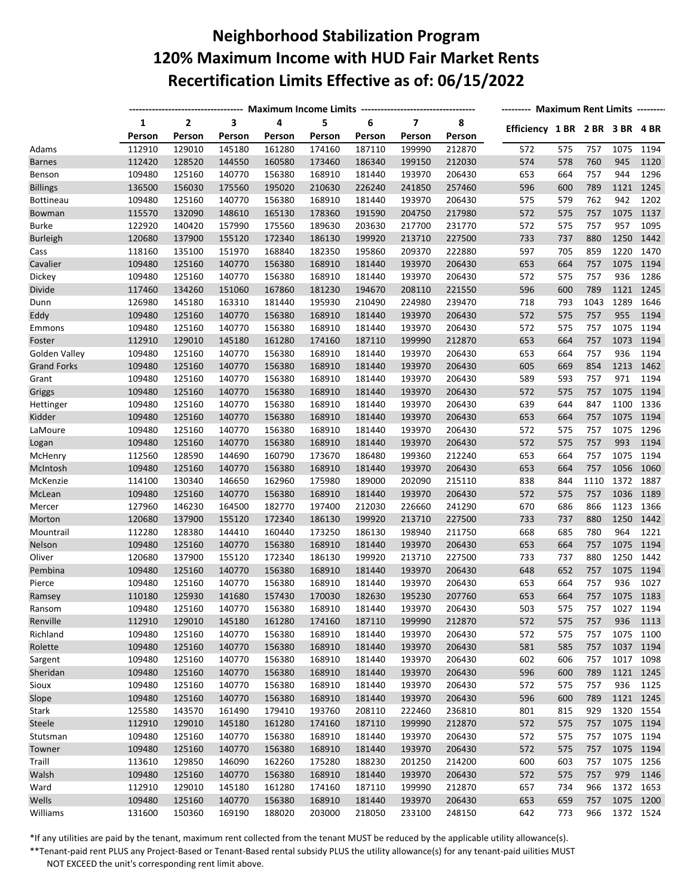# Neighborhood Stabilization Program
# 120% Maximum Income with HUD Fair Market Rents
# Recertification Limits Effective as of: 06/15/2022

| | Maximum Income Limits | | | | | | | | Maximum Rent Limits | | | | |
|---|---|---|---|---|---|---|---|---|---|---|---|---|---|
| | 1 Person | 2 Person | 3 Person | 4 Person | 5 Person | 6 Person | 7 Person | 8 Person | Efficiency | 1 BR | 2 BR | 3 BR | 4 BR |
| Adams | 112910 | 129010 | 145180 | 161280 | 174160 | 187110 | 199990 | 212870 | 572 | 575 | 757 | 1075 | 1194 |
| Barnes | 112420 | 128520 | 144550 | 160580 | 173460 | 186340 | 199150 | 212030 | 574 | 578 | 760 | 945 | 1120 |
| Benson | 109480 | 125160 | 140770 | 156380 | 168910 | 181440 | 193970 | 206430 | 653 | 664 | 757 | 944 | 1296 |
| Billings | 136500 | 156030 | 175560 | 195020 | 210630 | 226240 | 241850 | 257460 | 596 | 600 | 789 | 1121 | 1245 |
| Bottineau | 109480 | 125160 | 140770 | 156380 | 168910 | 181440 | 193970 | 206430 | 575 | 579 | 762 | 942 | 1202 |
| Bowman | 115570 | 132090 | 148610 | 165130 | 178360 | 191590 | 204750 | 217980 | 572 | 575 | 757 | 1075 | 1137 |
| Burke | 122920 | 140420 | 157990 | 175560 | 189630 | 203630 | 217700 | 231770 | 572 | 575 | 757 | 957 | 1095 |
| Burleigh | 120680 | 137900 | 155120 | 172340 | 186130 | 199920 | 213710 | 227500 | 733 | 737 | 880 | 1250 | 1442 |
| Cass | 118160 | 135100 | 151970 | 168840 | 182350 | 195860 | 209370 | 222880 | 597 | 705 | 859 | 1220 | 1470 |
| Cavalier | 109480 | 125160 | 140770 | 156380 | 168910 | 181440 | 193970 | 206430 | 653 | 664 | 757 | 1075 | 1194 |
| Dickey | 109480 | 125160 | 140770 | 156380 | 168910 | 181440 | 193970 | 206430 | 572 | 575 | 757 | 936 | 1286 |
| Divide | 117460 | 134260 | 151060 | 167860 | 181230 | 194670 | 208110 | 221550 | 596 | 600 | 789 | 1121 | 1245 |
| Dunn | 126980 | 145180 | 163310 | 181440 | 195930 | 210490 | 224980 | 239470 | 718 | 793 | 1043 | 1289 | 1646 |
| Eddy | 109480 | 125160 | 140770 | 156380 | 168910 | 181440 | 193970 | 206430 | 572 | 575 | 757 | 955 | 1194 |
| Emmons | 109480 | 125160 | 140770 | 156380 | 168910 | 181440 | 193970 | 206430 | 572 | 575 | 757 | 1075 | 1194 |
| Foster | 112910 | 129010 | 145180 | 161280 | 174160 | 187110 | 199990 | 212870 | 653 | 664 | 757 | 1073 | 1194 |
| Golden Valley | 109480 | 125160 | 140770 | 156380 | 168910 | 181440 | 193970 | 206430 | 653 | 664 | 757 | 936 | 1194 |
| Grand Forks | 109480 | 125160 | 140770 | 156380 | 168910 | 181440 | 193970 | 206430 | 605 | 669 | 854 | 1213 | 1462 |
| Grant | 109480 | 125160 | 140770 | 156380 | 168910 | 181440 | 193970 | 206430 | 589 | 593 | 757 | 971 | 1194 |
| Griggs | 109480 | 125160 | 140770 | 156380 | 168910 | 181440 | 193970 | 206430 | 572 | 575 | 757 | 1075 | 1194 |
| Hettinger | 109480 | 125160 | 140770 | 156380 | 168910 | 181440 | 193970 | 206430 | 639 | 644 | 847 | 1100 | 1336 |
| Kidder | 109480 | 125160 | 140770 | 156380 | 168910 | 181440 | 193970 | 206430 | 653 | 664 | 757 | 1075 | 1194 |
| LaMoure | 109480 | 125160 | 140770 | 156380 | 168910 | 181440 | 193970 | 206430 | 572 | 575 | 757 | 1075 | 1296 |
| Logan | 109480 | 125160 | 140770 | 156380 | 168910 | 181440 | 193970 | 206430 | 572 | 575 | 757 | 993 | 1194 |
| McHenry | 112560 | 128590 | 144690 | 160790 | 173670 | 186480 | 199360 | 212240 | 653 | 664 | 757 | 1075 | 1194 |
| McIntosh | 109480 | 125160 | 140770 | 156380 | 168910 | 181440 | 193970 | 206430 | 653 | 664 | 757 | 1056 | 1060 |
| McKenzie | 114100 | 130340 | 146650 | 162960 | 175980 | 189000 | 202090 | 215110 | 838 | 844 | 1110 | 1372 | 1887 |
| McLean | 109480 | 125160 | 140770 | 156380 | 168910 | 181440 | 193970 | 206430 | 572 | 575 | 757 | 1036 | 1189 |
| Mercer | 127960 | 146230 | 164500 | 182770 | 197400 | 212030 | 226660 | 241290 | 670 | 686 | 866 | 1123 | 1366 |
| Morton | 120680 | 137900 | 155120 | 172340 | 186130 | 199920 | 213710 | 227500 | 733 | 737 | 880 | 1250 | 1442 |
| Mountrail | 112280 | 128380 | 144410 | 160440 | 173250 | 186130 | 198940 | 211750 | 668 | 685 | 780 | 964 | 1221 |
| Nelson | 109480 | 125160 | 140770 | 156380 | 168910 | 181440 | 193970 | 206430 | 653 | 664 | 757 | 1075 | 1194 |
| Oliver | 120680 | 137900 | 155120 | 172340 | 186130 | 199920 | 213710 | 227500 | 733 | 737 | 880 | 1250 | 1442 |
| Pembina | 109480 | 125160 | 140770 | 156380 | 168910 | 181440 | 193970 | 206430 | 648 | 652 | 757 | 1075 | 1194 |
| Pierce | 109480 | 125160 | 140770 | 156380 | 168910 | 181440 | 193970 | 206430 | 653 | 664 | 757 | 936 | 1027 |
| Ramsey | 110180 | 125930 | 141680 | 157430 | 170030 | 182630 | 195230 | 207760 | 653 | 664 | 757 | 1075 | 1183 |
| Ransom | 109480 | 125160 | 140770 | 156380 | 168910 | 181440 | 193970 | 206430 | 503 | 575 | 757 | 1027 | 1194 |
| Renville | 112910 | 129010 | 145180 | 161280 | 174160 | 187110 | 199990 | 212870 | 572 | 575 | 757 | 936 | 1113 |
| Richland | 109480 | 125160 | 140770 | 156380 | 168910 | 181440 | 193970 | 206430 | 572 | 575 | 757 | 1075 | 1100 |
| Rolette | 109480 | 125160 | 140770 | 156380 | 168910 | 181440 | 193970 | 206430 | 581 | 585 | 757 | 1037 | 1194 |
| Sargent | 109480 | 125160 | 140770 | 156380 | 168910 | 181440 | 193970 | 206430 | 602 | 606 | 757 | 1017 | 1098 |
| Sheridan | 109480 | 125160 | 140770 | 156380 | 168910 | 181440 | 193970 | 206430 | 596 | 600 | 789 | 1121 | 1245 |
| Sioux | 109480 | 125160 | 140770 | 156380 | 168910 | 181440 | 193970 | 206430 | 572 | 575 | 757 | 936 | 1125 |
| Slope | 109480 | 125160 | 140770 | 156380 | 168910 | 181440 | 193970 | 206430 | 596 | 600 | 789 | 1121 | 1245 |
| Stark | 125580 | 143570 | 161490 | 179410 | 193760 | 208110 | 222460 | 236810 | 801 | 815 | 929 | 1320 | 1554 |
| Steele | 112910 | 129010 | 145180 | 161280 | 174160 | 187110 | 199990 | 212870 | 572 | 575 | 757 | 1075 | 1194 |
| Stutsman | 109480 | 125160 | 140770 | 156380 | 168910 | 181440 | 193970 | 206430 | 572 | 575 | 757 | 1075 | 1194 |
| Towner | 109480 | 125160 | 140770 | 156380 | 168910 | 181440 | 193970 | 206430 | 572 | 575 | 757 | 1075 | 1194 |
| Traill | 113610 | 129850 | 146090 | 162260 | 175280 | 188230 | 201250 | 214200 | 600 | 603 | 757 | 1075 | 1256 |
| Walsh | 109480 | 125160 | 140770 | 156380 | 168910 | 181440 | 193970 | 206430 | 572 | 575 | 757 | 979 | 1146 |
| Ward | 112910 | 129010 | 145180 | 161280 | 174160 | 187110 | 199990 | 212870 | 657 | 734 | 966 | 1372 | 1653 |
| Wells | 109480 | 125160 | 140770 | 156380 | 168910 | 181440 | 193970 | 206430 | 653 | 659 | 757 | 1075 | 1200 |
| Williams | 131600 | 150360 | 169190 | 188020 | 203000 | 218050 | 233100 | 248150 | 642 | 773 | 966 | 1372 | 1524 |

*If any utilities are paid by the tenant, maximum rent collected from the tenant MUST be reduced by the applicable utility allowance(s).

**Tenant-paid rent PLUS any Project-Based or Tenant-Based rental subsidy PLUS the utility allowance(s) for any tenant-paid uilities MUST NOT EXCEED the unit's corresponding rent limit above.